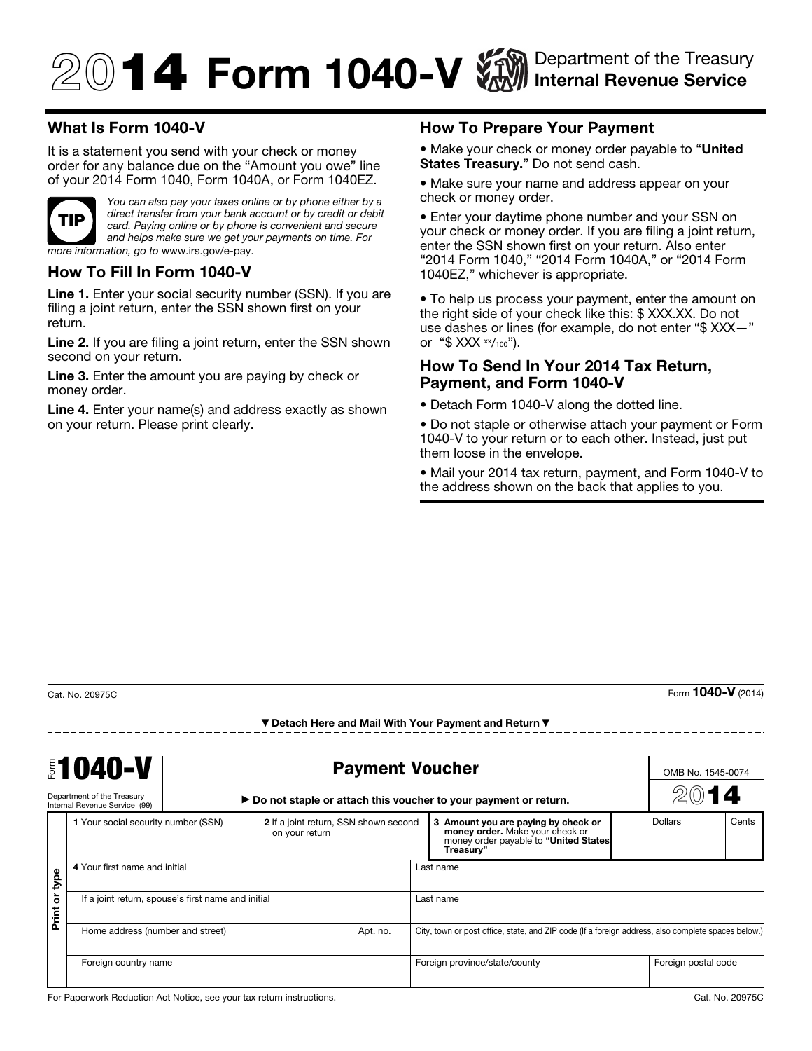# 2014 Form 1040-V

Department of the Treasury
Internal Revenue Service

## What Is Form 1040-V

It is a statement you send with your check or money order for any balance due on the "Amount you owe" line of your 2014 Form 1040, Form 1040A, or Form 1040EZ.

**TIP** *You can also pay your taxes online or by phone either by a direct transfer from your bank account or by credit or debit card. Paying online or by phone is convenient and secure and helps make sure we get your payments on time. For more information, go to* www.irs.gov/e-pay.

## How To Fill In Form 1040-V

**Line 1.** Enter your social security number (SSN). If you are filing a joint return, enter the SSN shown first on your return.

**Line 2.** If you are filing a joint return, enter the SSN shown second on your return.

**Line 3.** Enter the amount you are paying by check or money order.

**Line 4.** Enter your name(s) and address exactly as shown on your return. Please print clearly.

## How To Prepare Your Payment

- Make your check or money order payable to "**United States Treasury.**" Do not send cash.
- Make sure your name and address appear on your check or money order.
- Enter your daytime phone number and your SSN on your check or money order. If you are filing a joint return, enter the SSN shown first on your return. Also enter "2014 Form 1040," "2014 Form 1040A," or "2014 Form 1040EZ," whichever is appropriate.
- To help us process your payment, enter the amount on the right side of your check like this: $ XXX.XX. Do not use dashes or lines (for example, do not enter "$ XXX—" or "$ XXX xx/100").

## How To Send In Your 2014 Tax Return, Payment, and Form 1040-V

- Detach Form 1040-V along the dotted line.
- Do not staple or otherwise attach your payment or Form 1040-V to your return or to each other. Instead, just put them loose in the envelope.
- Mail your 2014 tax return, payment, and Form 1040-V to the address shown on the back that applies to you.

Cat. No. 20975C

Form **1040-V** (2014)

▼ Detach Here and Mail With Your Payment and Return ▼

Form **1040-V**

Department of the Treasury
Internal Revenue Service (99)

**Payment Voucher**

► **Do not staple or attach this voucher to your payment or return.**

OMB No. 1545-0074

2014

| 1 Your social security number (SSN) | 2 If a joint return, SSN shown second on your return | 3 **Amount you are paying by check or money order.** Make your check or money order payable to **"United States Treasury"** | Dollars | Cents |
|---|---|---|---|---|

**Print or type**

| 4 Your first name and initial | | Last name | |
|---|---|---|---|
| If a joint return, spouse's first name and initial | | Last name | |
| Home address (number and street) | Apt. no. | City, town or post office, state, and ZIP code (If a foreign address, also complete spaces below.) | |
| Foreign country name | | Foreign province/state/county | Foreign postal code |

For Paperwork Reduction Act Notice, see your tax return instructions.

Cat. No. 20975C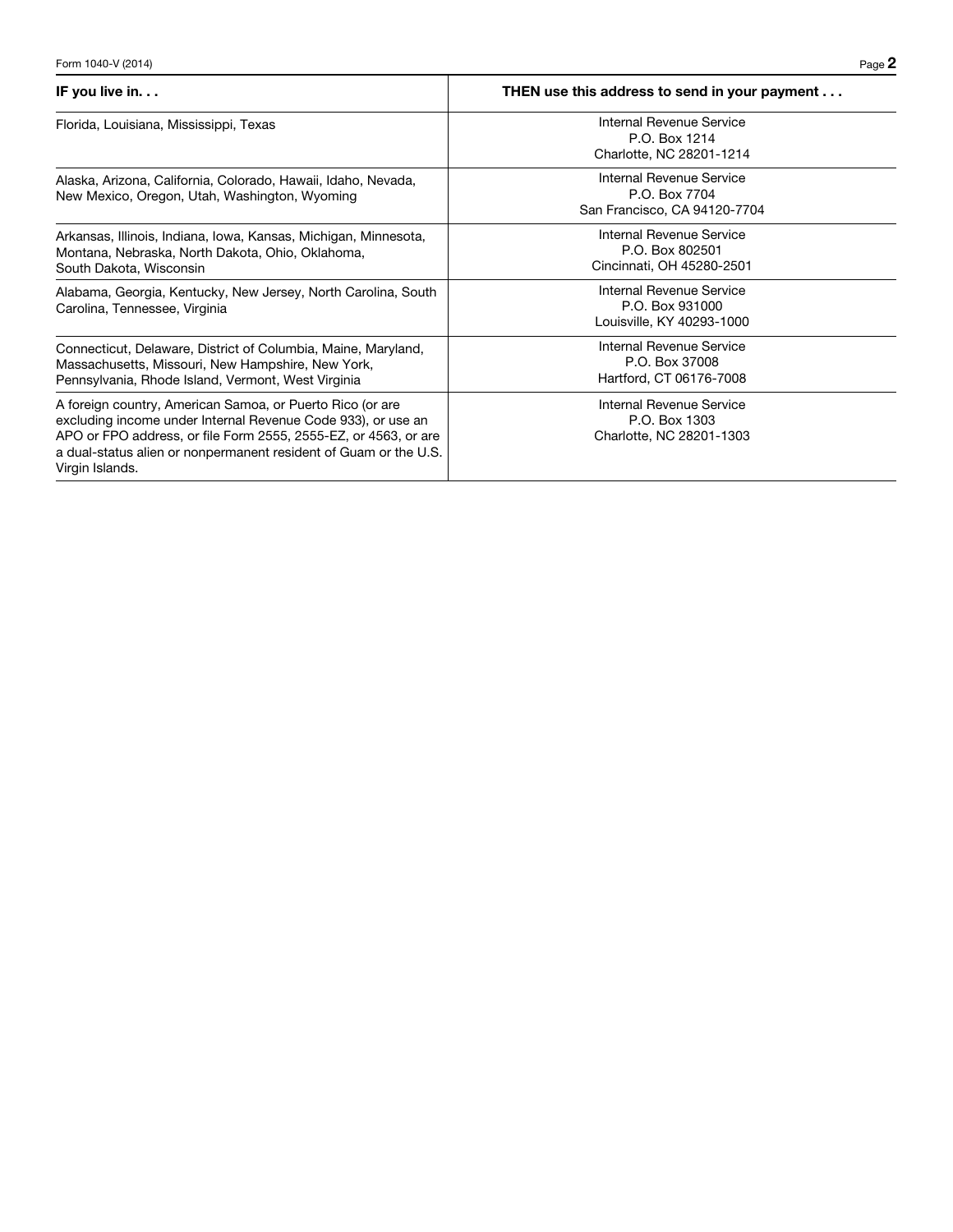| IF you live in. . . | THEN use this address to send in your payment . . . |
| --- | --- |
| Florida, Louisiana, Mississippi, Texas | Internal Revenue Service<br>P.O. Box 1214<br>Charlotte, NC 28201-1214 |
| Alaska, Arizona, California, Colorado, Hawaii, Idaho, Nevada, New Mexico, Oregon, Utah, Washington, Wyoming | Internal Revenue Service<br>P.O. Box 7704<br>San Francisco, CA 94120-7704 |
| Arkansas, Illinois, Indiana, Iowa, Kansas, Michigan, Minnesota, Montana, Nebraska, North Dakota, Ohio, Oklahoma, South Dakota, Wisconsin | Internal Revenue Service<br>P.O. Box 802501<br>Cincinnati, OH 45280-2501 |
| Alabama, Georgia, Kentucky, New Jersey, North Carolina, South Carolina, Tennessee, Virginia | Internal Revenue Service<br>P.O. Box 931000<br>Louisville, KY 40293-1000 |
| Connecticut, Delaware, District of Columbia, Maine, Maryland, Massachusetts, Missouri, New Hampshire, New York, Pennsylvania, Rhode Island, Vermont, West Virginia | Internal Revenue Service<br>P.O. Box 37008<br>Hartford, CT 06176-7008 |
| A foreign country, American Samoa, or Puerto Rico (or are excluding income under Internal Revenue Code 933), or use an APO or FPO address, or file Form 2555, 2555-EZ, or 4563, or are a dual-status alien or nonpermanent resident of Guam or the U.S. Virgin Islands. | Internal Revenue Service<br>P.O. Box 1303<br>Charlotte, NC 28201-1303 |